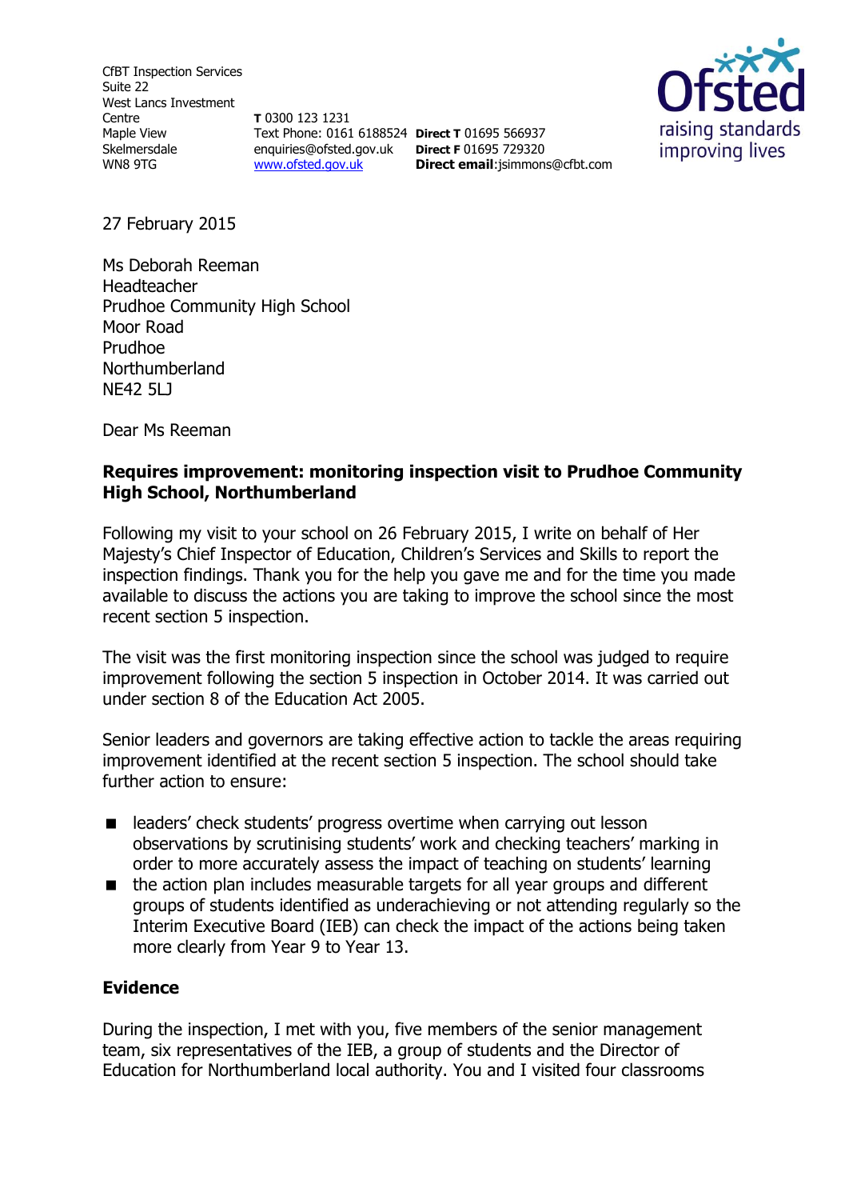CfBT Inspection Services
Suite 22
West Lancs Investment Centre
Maple View
Skelmersdale
WN8 9TG

T 0300 123 1231
Text Phone: 0161 6188524
enquiries@ofsted.gov.uk
www.ofsted.gov.uk

**Direct T** 01695 566937
**Direct F** 01695 729320
**Direct email**:jsimmons@cfbt.com

Ofsted
raising standards
improving lives

27 February 2015

Ms Deborah Reeman
Headteacher
Prudhoe Community High School
Moor Road
Prudhoe
Northumberland
NE42 5LJ

Dear Ms Reeman

**Requires improvement: monitoring inspection visit to Prudhoe Community High School, Northumberland**

Following my visit to your school on 26 February 2015, I write on behalf of Her Majesty's Chief Inspector of Education, Children's Services and Skills to report the inspection findings. Thank you for the help you gave me and for the time you made available to discuss the actions you are taking to improve the school since the most recent section 5 inspection.

The visit was the first monitoring inspection since the school was judged to require improvement following the section 5 inspection in October 2014. It was carried out under section 8 of the Education Act 2005.

Senior leaders and governors are taking effective action to tackle the areas requiring improvement identified at the recent section 5 inspection. The school should take further action to ensure:

- leaders' check students' progress overtime when carrying out lesson observations by scrutinising students' work and checking teachers' marking in order to more accurately assess the impact of teaching on students' learning
- the action plan includes measurable targets for all year groups and different groups of students identified as underachieving or not attending regularly so the Interim Executive Board (IEB) can check the impact of the actions being taken more clearly from Year 9 to Year 13.

## Evidence

During the inspection, I met with you, five members of the senior management team, six representatives of the IEB, a group of students and the Director of Education for Northumberland local authority. You and I visited four classrooms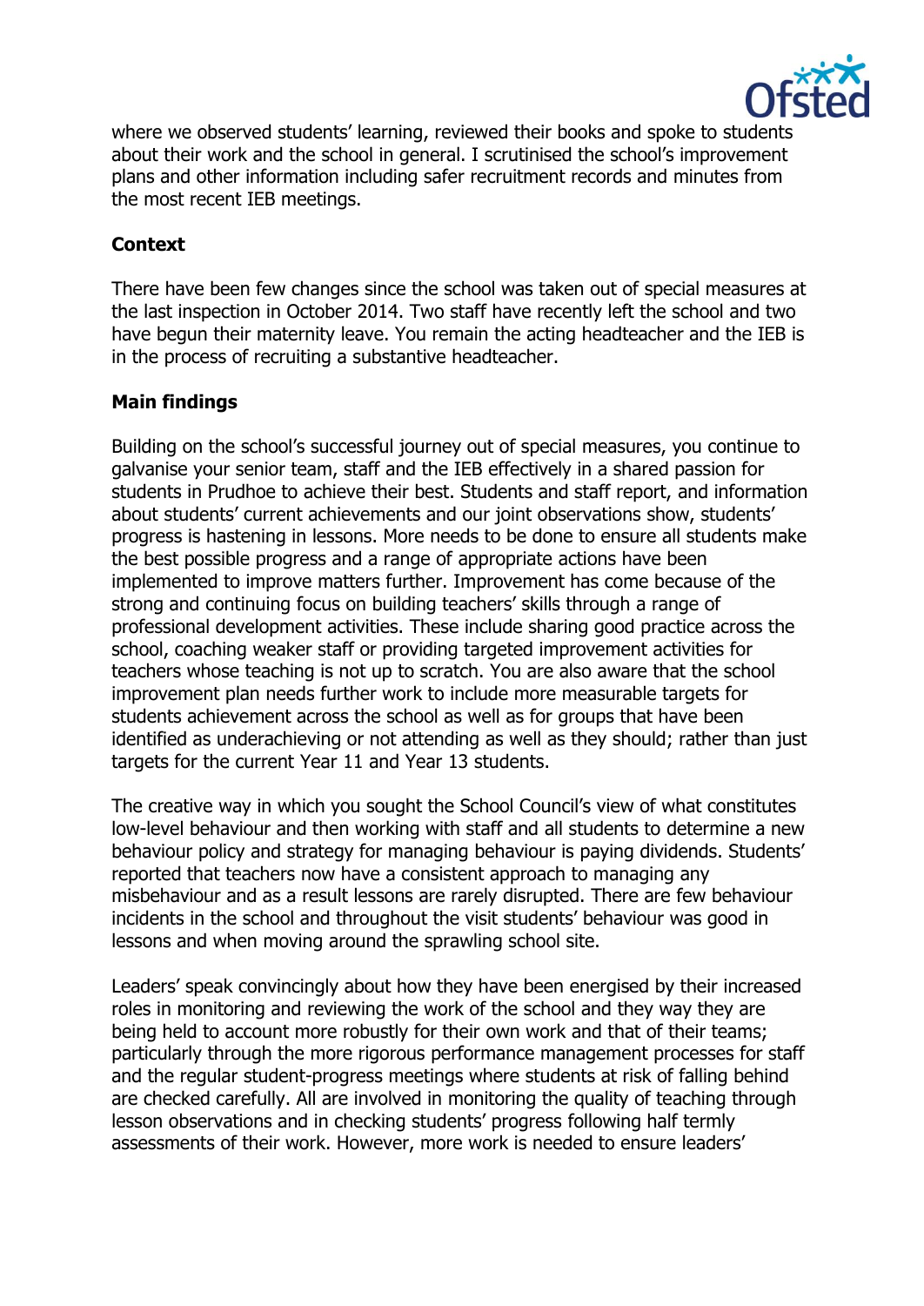where we observed students' learning, reviewed their books and spoke to students about their work and the school in general. I scrutinised the school's improvement plans and other information including safer recruitment records and minutes from the most recent IEB meetings.

**Context**

There have been few changes since the school was taken out of special measures at the last inspection in October 2014. Two staff have recently left the school and two have begun their maternity leave. You remain the acting headteacher and the IEB is in the process of recruiting a substantive headteacher.

**Main findings**

Building on the school's successful journey out of special measures, you continue to galvanise your senior team, staff and the IEB effectively in a shared passion for students in Prudhoe to achieve their best. Students and staff report, and information about students' current achievements and our joint observations show, students' progress is hastening in lessons. More needs to be done to ensure all students make the best possible progress and a range of appropriate actions have been implemented to improve matters further. Improvement has come because of the strong and continuing focus on building teachers' skills through a range of professional development activities. These include sharing good practice across the school, coaching weaker staff or providing targeted improvement activities for teachers whose teaching is not up to scratch. You are also aware that the school improvement plan needs further work to include more measurable targets for students achievement across the school as well as for groups that have been identified as underachieving or not attending as well as they should; rather than just targets for the current Year 11 and Year 13 students.

The creative way in which you sought the School Council's view of what constitutes low-level behaviour and then working with staff and all students to determine a new behaviour policy and strategy for managing behaviour is paying dividends. Students' reported that teachers now have a consistent approach to managing any misbehaviour and as a result lessons are rarely disrupted. There are few behaviour incidents in the school and throughout the visit students' behaviour was good in lessons and when moving around the sprawling school site.

Leaders' speak convincingly about how they have been energised by their increased roles in monitoring and reviewing the work of the school and they way they are being held to account more robustly for their own work and that of their teams; particularly through the more rigorous performance management processes for staff and the regular student-progress meetings where students at risk of falling behind are checked carefully. All are involved in monitoring the quality of teaching through lesson observations and in checking students' progress following half termly assessments of their work. However, more work is needed to ensure leaders'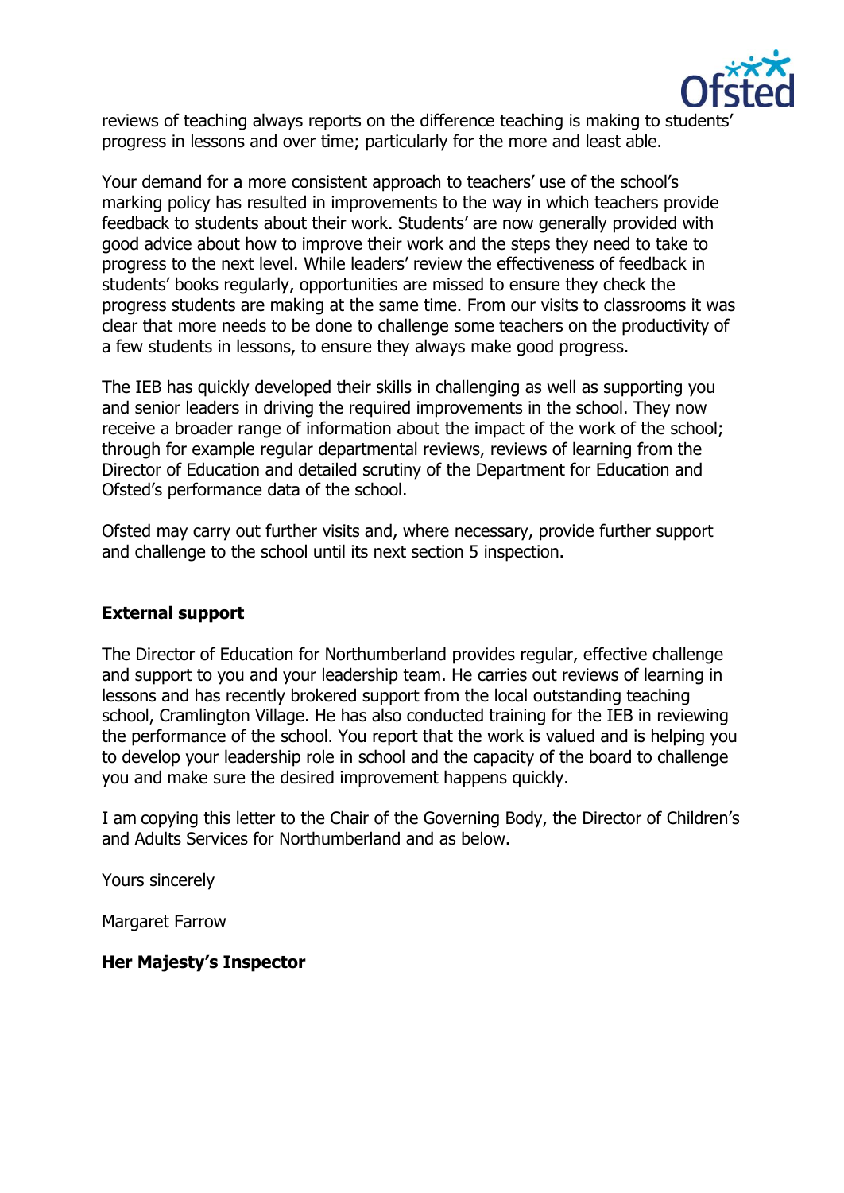reviews of teaching always reports on the difference teaching is making to students' progress in lessons and over time; particularly for the more and least able.

Your demand for a more consistent approach to teachers' use of the school's marking policy has resulted in improvements to the way in which teachers provide feedback to students about their work. Students' are now generally provided with good advice about how to improve their work and the steps they need to take to progress to the next level. While leaders' review the effectiveness of feedback in students' books regularly, opportunities are missed to ensure they check the progress students are making at the same time. From our visits to classrooms it was clear that more needs to be done to challenge some teachers on the productivity of a few students in lessons, to ensure they always make good progress.

The IEB has quickly developed their skills in challenging as well as supporting you and senior leaders in driving the required improvements in the school. They now receive a broader range of information about the impact of the work of the school; through for example regular departmental reviews, reviews of learning from the Director of Education and detailed scrutiny of the Department for Education and Ofsted's performance data of the school.

Ofsted may carry out further visits and, where necessary, provide further support and challenge to the school until its next section 5 inspection.

## External support

The Director of Education for Northumberland provides regular, effective challenge and support to you and your leadership team. He carries out reviews of learning in lessons and has recently brokered support from the local outstanding teaching school, Cramlington Village. He has also conducted training for the IEB in reviewing the performance of the school. You report that the work is valued and is helping you to develop your leadership role in school and the capacity of the board to challenge you and make sure the desired improvement happens quickly.

I am copying this letter to the Chair of the Governing Body, the Director of Children's and Adults Services for Northumberland and as below.

Yours sincerely

Margaret Farrow

**Her Majesty's Inspector**